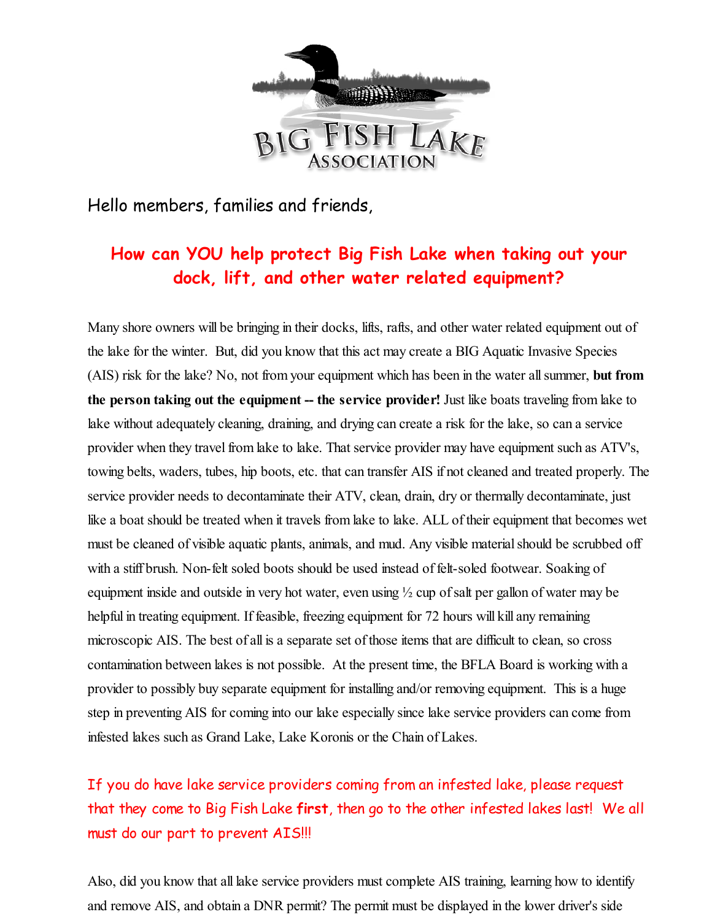BIG FISH LAKE ASSOCIATION

Hello members, families and friends,

## How can YOU help protect Big Fish Lake when taking out your dock, lift, and other water related equipment?

Many shore owners will be bringing in their docks, lifts, rafts, and other water related equipment out of the lake for the winter. But, did you know that this act may create a BIG Aquatic Invasive Species (AIS) risk for the lake? No, not from your equipment which has been in the water all summer, **but from the person taking out the equipment -- the service provider!** Just like boats traveling from lake to lake without adequately cleaning, draining, and drying can create a risk for the lake, so can a service provider when they travel from lake to lake. That service provider may have equipment such as ATV's, towing belts, waders, tubes, hip boots, etc. that can transfer AIS if not cleaned and treated properly. The service provider needs to decontaminate their ATV, clean, drain, dry or thermally decontaminate, just like a boat should be treated when it travels from lake to lake. ALL of their equipment that becomes wet must be cleaned of visible aquatic plants, animals, and mud. Any visible material should be scrubbed off with a stiff brush. Non-felt soled boots should be used instead of felt-soled footwear. Soaking of equipment inside and outside in very hot water, even using ½ cup of salt per gallon of water may be helpful in treating equipment. If feasible, freezing equipment for 72 hours will kill any remaining microscopic AIS. The best of all is a separate set of those items that are difficult to clean, so cross contamination between lakes is not possible. At the present time, the BFLA Board is working with a provider to possibly buy separate equipment for installing and/or removing equipment. This is a huge step in preventing AIS for coming into our lake especially since lake service providers can come from infested lakes such as Grand Lake, Lake Koronis or the Chain of Lakes.

If you do have lake service providers coming from an infested lake, please request that they come to Big Fish Lake **first**, then go to the other infested lakes last! We all must do our part to prevent AIS!!!

Also, did you know that all lake service providers must complete AIS training, learning how to identify and remove AIS, and obtain a DNR permit? The permit must be displayed in the lower driver's side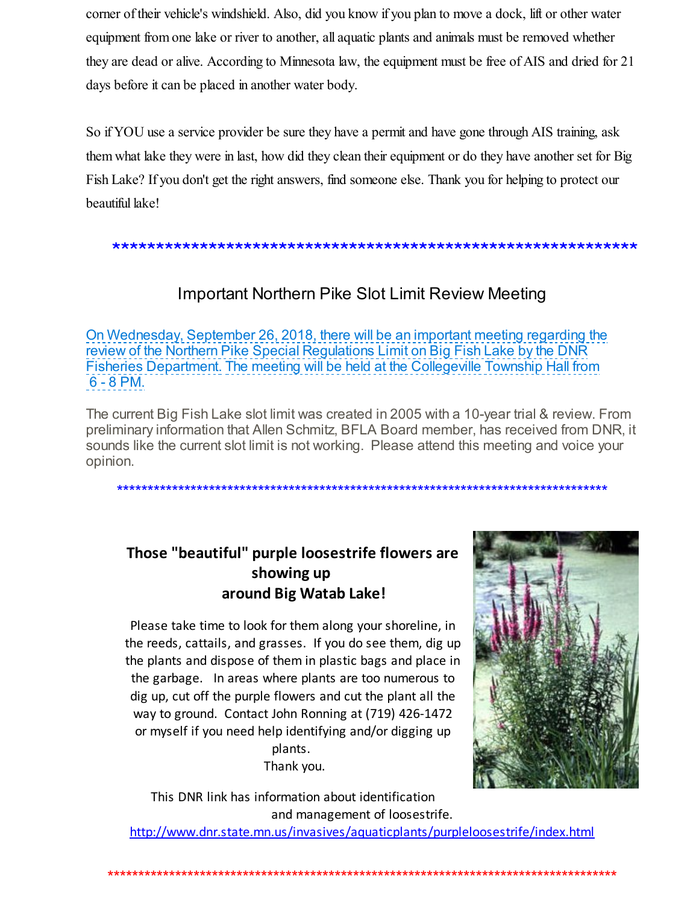corner of their vehicle's windshield. Also, did you know if you plan to move a dock, lift or other water equipment from one lake or river to another, all aquatic plants and animals must be removed whether they are dead or alive. According to Minnesota law, the equipment must be free of AIS and dried for 21 days before it can be placed in another water body.

So if YOU use a service provider be sure they have a permit and have gone through AIS training, ask them what lake they were in last, how did they clean their equipment or do they have another set for Big Fish Lake? If you don't get the right answers, find someone else. Thank you for helping to protect our beautiful lake!

**************************************************************

## Important Northern Pike Slot Limit Review Meeting

On Wednesday, September 26, 2018, there will be an important meeting regarding the review of the Northern Pike Special Regulations Limit on Big Fish Lake by the DNR Fisheries Department. The meeting will be held at the Collegeville Township Hall from 6 - 8 PM.

The current Big Fish Lake slot limit was created in 2005 with a 10-year trial & review. From preliminary information that Allen Schmitz, BFLA Board member, has received from DNR, it sounds like the current slot limit is not working. Please attend this meeting and voice your opinion.

**************************************************************************************

**Those "beautiful" purple loosestrife flowers are showing up around Big Watab Lake!**

Please take time to look for them along your shoreline, in the reeds, cattails, and grasses. If you do see them, dig up the plants and dispose of them in plastic bags and place in the garbage. In areas where plants are too numerous to dig up, cut off the purple flowers and cut the plant all the way to ground. Contact John Ronning at (719) 426-1472 or myself if you need help identifying and/or digging up plants.

Thank you.

This DNR link has information about identification and management of loosestrife.

http://www.dnr.state.mn.us/invasives/aquaticplants/purpleloosestrife/index.html

*****************************************************************************************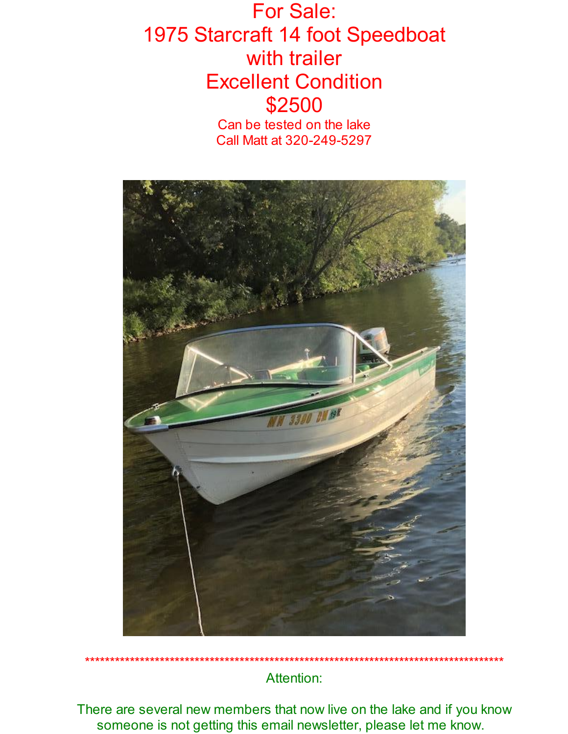For Sale:
1975 Starcraft 14 foot Speedboat
with trailer
Excellent Condition
$2500

Can be tested on the lake
Call Matt at 320-249-5297

****************************************************************************************

Attention:

There are several new members that now live on the lake and if you know someone is not getting this email newsletter, please let me know.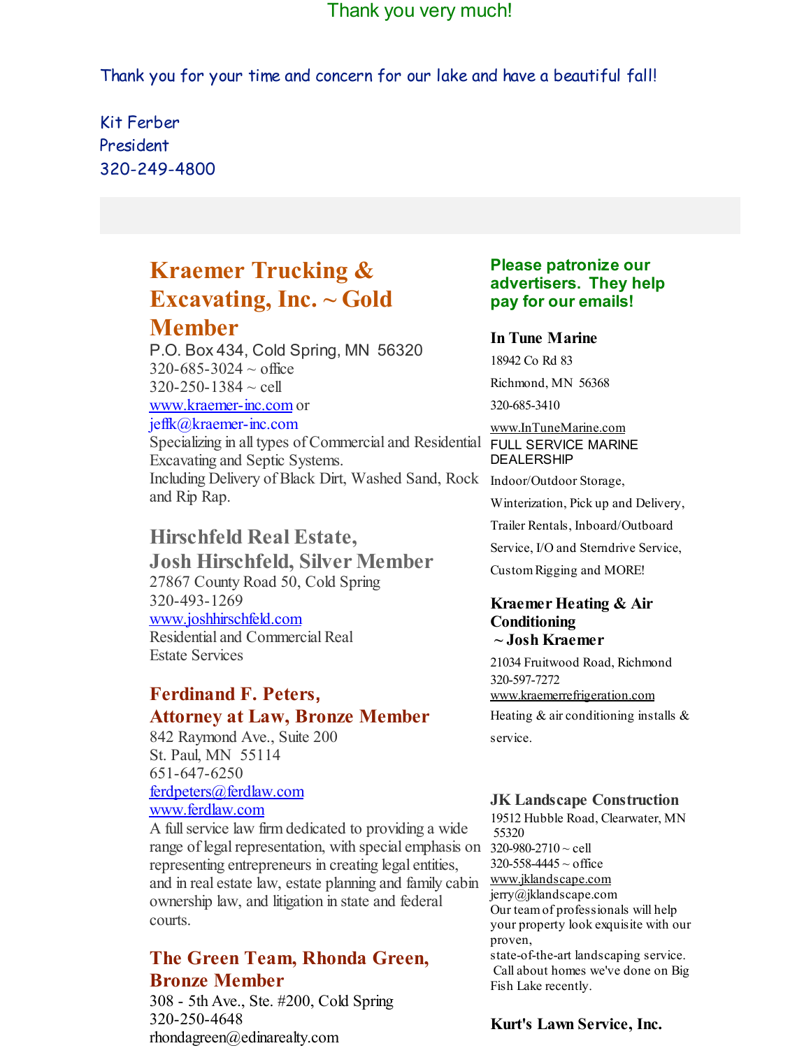Thank you very much!

Thank you for your time and concern for our lake and have a beautiful fall!

Kit Ferber
President
320-249-4800

## Kraemer Trucking & Excavating, Inc. ~ Gold Member

P.O. Box 434, Cold Spring, MN 56320
320-685-3024 ~ office
320-250-1384 ~ cell
www.kraemer-inc.com or
jeffk@kraemer-inc.com
Specializing in all types of Commercial and Residential Excavating and Septic Systems.
Including Delivery of Black Dirt, Washed Sand, Rock and Rip Rap.

## Hirschfeld Real Estate, Josh Hirschfeld, Silver Member

27867 County Road 50, Cold Spring
320-493-1269
www.joshhirschfeld.com
Residential and Commercial Real Estate Services

## Ferdinand F. Peters, Attorney at Law, Bronze Member

842 Raymond Ave., Suite 200
St. Paul, MN 55114
651-647-6250
ferdpeters@ferdlaw.com
www.ferdlaw.com
A full service law firm dedicated to providing a wide range of legal representation, with special emphasis on representing entrepreneurs in creating legal entities, and in real estate law, estate planning and family cabin ownership law, and litigation in state and federal courts.

## The Green Team, Rhonda Green, Bronze Member

308 - 5th Ave., Ste. #200, Cold Spring
320-250-4648
rhondagreen@edinarealty.com

**Please patronize our advertisers. They help pay for our emails!**

### In Tune Marine

18942 Co Rd 83
Richmond, MN 56368
320-685-3410
www.InTuneMarine.com
FULL SERVICE MARINE DEALERSHIP
Indoor/Outdoor Storage, Winterization, Pick up and Delivery, Trailer Rentals, Inboard/Outboard Service, I/O and Sterndrive Service, Custom Rigging and MORE!

### Kraemer Heating & Air Conditioning ~ Josh Kraemer

21034 Fruitwood Road, Richmond
320-597-7272
www.kraemerrefrigeration.com
Heating & air conditioning installs & service.

### JK Landscape Construction

19512 Hubble Road, Clearwater, MN 55320
320-980-2710 ~ cell
320-558-4445 ~ office
www.jklandscape.com
jerry@jklandscape.com
Our team of professionals will help your property look exquisite with our proven,
state-of-the-art landscaping service. Call about homes we've done on Big Fish Lake recently.

### Kurt's Lawn Service, Inc.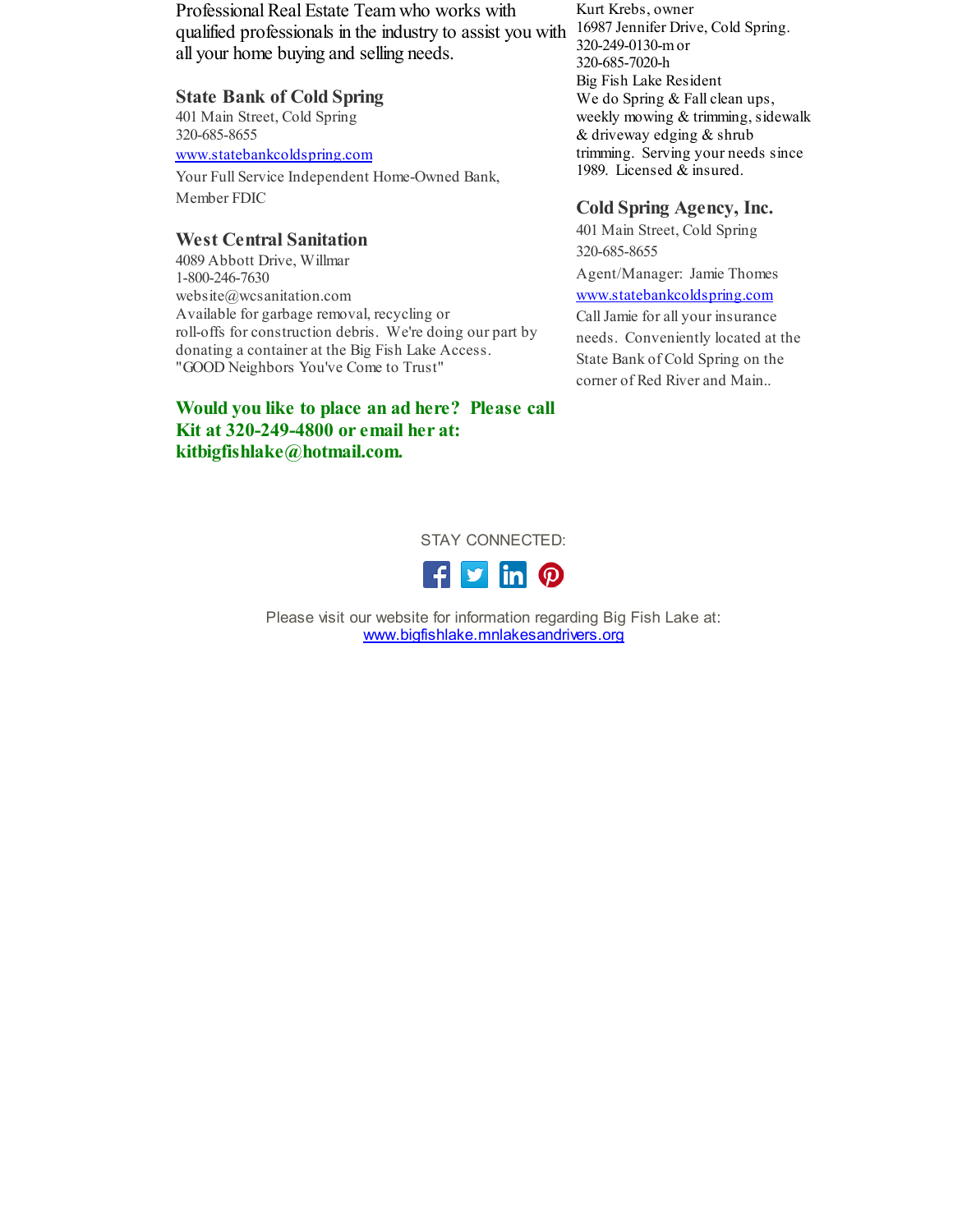Professional Real Estate Team who works with qualified professionals in the industry to assist you with all your home buying and selling needs.

### State Bank of Cold Spring

401 Main Street, Cold Spring
320-685-8655
www.statebankcoldspring.com

Your Full Service Independent Home-Owned Bank, Member FDIC

### West Central Sanitation

4089 Abbott Drive, Willmar
1-800-246-7630
website@wcsanitation.com
Available for garbage removal, recycling or roll-offs for construction debris. We're doing our part by donating a container at the Big Fish Lake Access.
"GOOD Neighbors You've Come to Trust"

**Would you like to place an ad here? Please call Kit at 320-249-4800 or email her at: kitbigfishlake@hotmail.com.**

Kurt Krebs, owner
16987 Jennifer Drive, Cold Spring.
320-249-0130-m or
320-685-7020-h
Big Fish Lake Resident
We do Spring & Fall clean ups, weekly mowing & trimming, sidewalk & driveway edging & shrub trimming. Serving your needs since 1989. Licensed & insured.

### Cold Spring Agency, Inc.

401 Main Street, Cold Spring
320-685-8655
Agent/Manager: Jamie Thomes
www.statebankcoldspring.com
Call Jamie for all your insurance needs. Conveniently located at the State Bank of Cold Spring on the corner of Red River and Main..

STAY CONNECTED:

Please visit our website for information regarding Big Fish Lake at:
www.bigfishlake.mnlakesandrivers.org